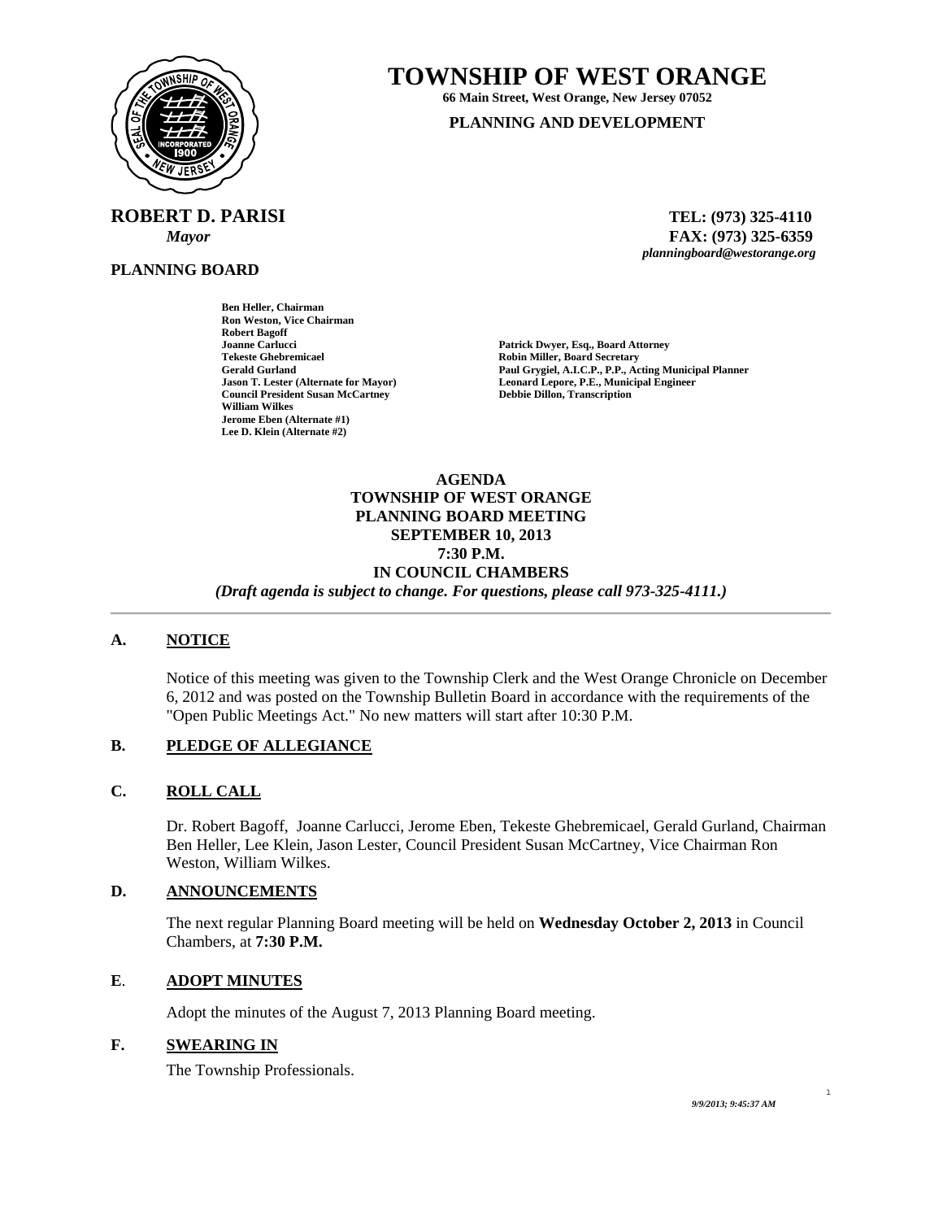# TOWNSHIP OF WEST ORANGE

**66 Main Street, West Orange, New Jersey 07052**

**PLANNING AND DEVELOPMENT**

**ROBERT D. PARISI**
*Mayor*

**TEL: (973) 325-4110**
**FAX: (973) 325-6359**
*planningboard@westorange.org*

**PLANNING BOARD**

**Ben Heller, Chairman**
**Ron Weston, Vice Chairman**
**Robert Bagoff**
**Joanne Carlucci**
**Tekeste Ghebremicael**
**Gerald Gurland**
**Jason T. Lester (Alternate for Mayor)**
**Council President Susan McCartney**
**William Wilkes**
**Jerome Eben (Alternate #1)**
**Lee D. Klein (Alternate #2)**

**Patrick Dwyer, Esq., Board Attorney**
**Robin Miller, Board Secretary**
**Paul Grygiel, A.I.C.P., P.P., Acting Municipal Planner**
**Leonard Lepore, P.E., Municipal Engineer**
**Debbie Dillon, Transcription**

**AGENDA**
**TOWNSHIP OF WEST ORANGE**
**PLANNING BOARD MEETING**
**SEPTEMBER 10, 2013**
**7:30 P.M.**
**IN COUNCIL CHAMBERS**
***(Draft agenda is subject to change. For questions, please call 973-325-4111.)***

---

## A. NOTICE

Notice of this meeting was given to the Township Clerk and the West Orange Chronicle on December 6, 2012 and was posted on the Township Bulletin Board in accordance with the requirements of the "Open Public Meetings Act." No new matters will start after 10:30 P.M.

## B. PLEDGE OF ALLEGIANCE

## C. ROLL CALL

Dr. Robert Bagoff, Joanne Carlucci, Jerome Eben, Tekeste Ghebremicael, Gerald Gurland, Chairman Ben Heller, Lee Klein, Jason Lester, Council President Susan McCartney, Vice Chairman Ron Weston, William Wilkes.

## D. ANNOUNCEMENTS

The next regular Planning Board meeting will be held on **Wednesday October 2, 2013** in Council Chambers, at **7:30 P.M.**

## E. ADOPT MINUTES

Adopt the minutes of the August 7, 2013 Planning Board meeting.

## F. SWEARING IN

The Township Professionals.

*9/9/2013; 9:45:37 AM*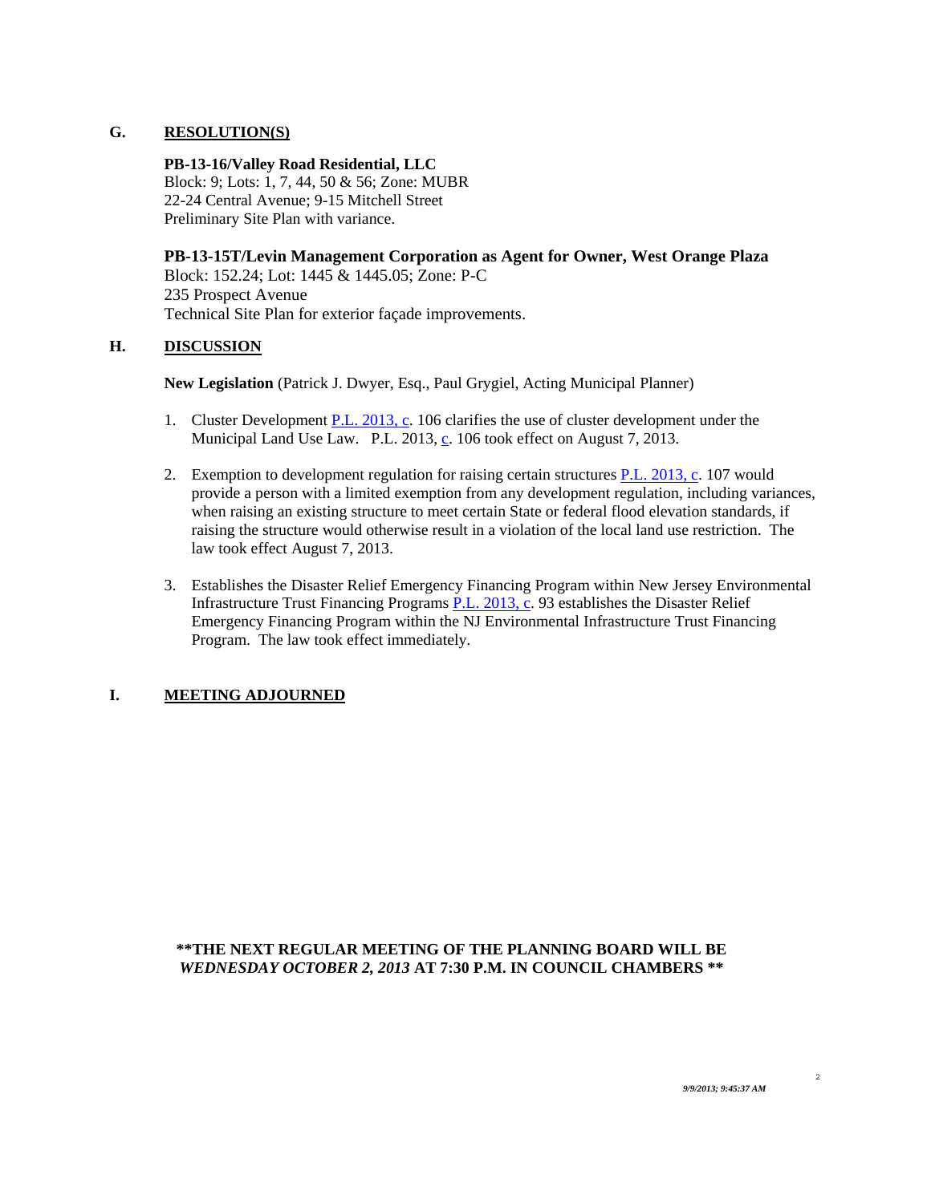## G. RESOLUTION(S)

**PB-13-16/Valley Road Residential, LLC**
Block: 9; Lots: 1, 7, 44, 50 & 56; Zone: MUBR
22-24 Central Avenue; 9-15 Mitchell Street
Preliminary Site Plan with variance.

**PB-13-15T/Levin Management Corporation as Agent for Owner, West Orange Plaza**
Block: 152.24; Lot: 1445 & 1445.05; Zone: P-C
235 Prospect Avenue
Technical Site Plan for exterior façade improvements.

## H. DISCUSSION

**New Legislation** (Patrick J. Dwyer, Esq., Paul Grygiel, Acting Municipal Planner)

1. Cluster Development P.L. 2013, c. 106 clarifies the use of cluster development under the Municipal Land Use Law. P.L. 2013, c. 106 took effect on August 7, 2013.

2. Exemption to development regulation for raising certain structures P.L. 2013, c. 107 would provide a person with a limited exemption from any development regulation, including variances, when raising an existing structure to meet certain State or federal flood elevation standards, if raising the structure would otherwise result in a violation of the local land use restriction. The law took effect August 7, 2013.

3. Establishes the Disaster Relief Emergency Financing Program within New Jersey Environmental Infrastructure Trust Financing Programs P.L. 2013, c. 93 establishes the Disaster Relief Emergency Financing Program within the NJ Environmental Infrastructure Trust Financing Program. The law took effect immediately.

## I. MEETING ADJOURNED

**\*\*THE NEXT REGULAR MEETING OF THE PLANNING BOARD WILL BE *WEDNESDAY OCTOBER 2, 2013* AT 7:30 P.M. IN COUNCIL CHAMBERS \*\***

*9/9/2013; 9:45:37 AM*